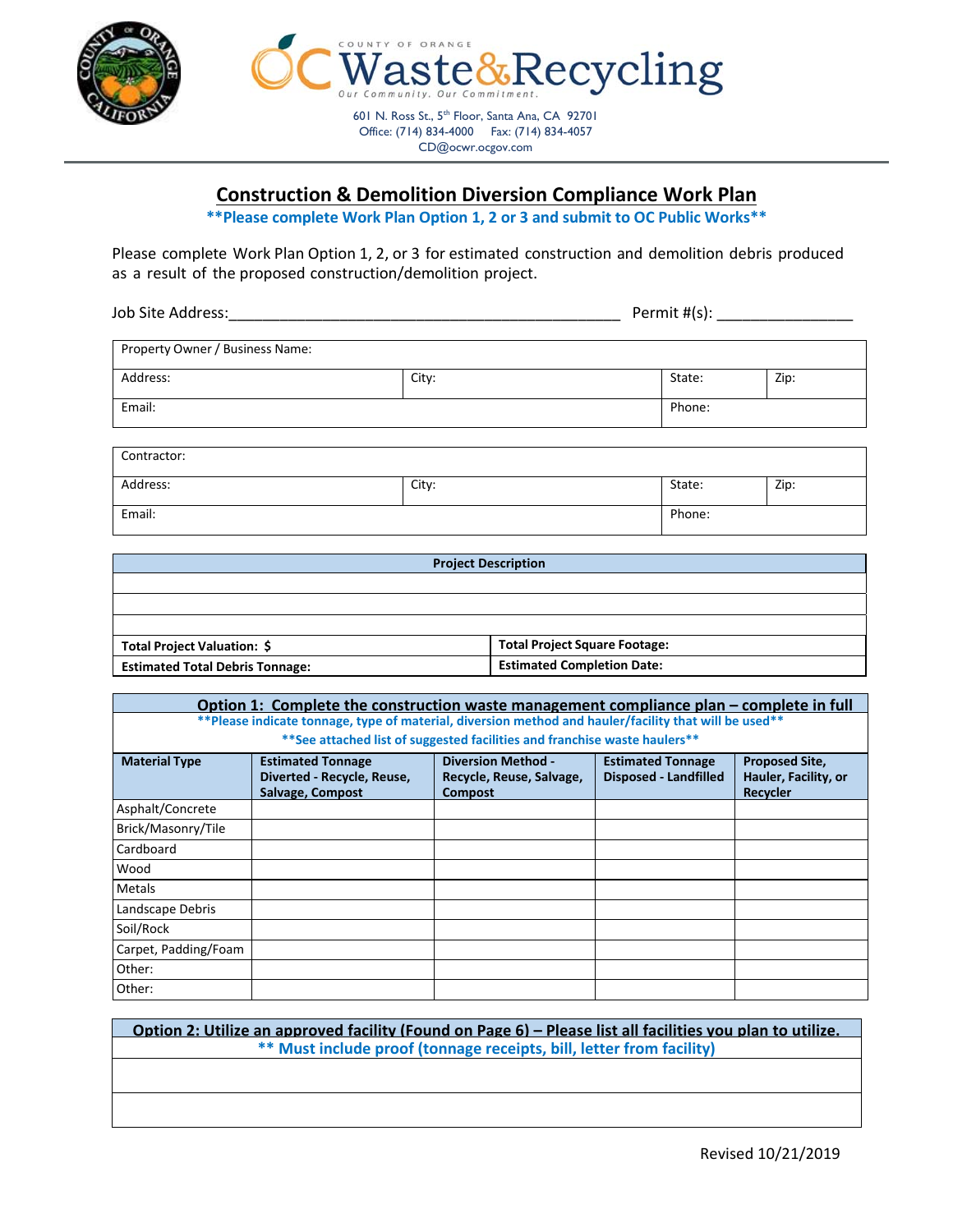OC Waste & Recycling

COUNTY OF ORANGE

Our Community. Our Commitment.

601 N. Ross St., 5th Floor, Santa Ana, CA 92701
Office: (714) 834-4000 Fax: (714) 834-4057
CD@ocwr.ocgov.com

# Construction & Demolition Diversion Compliance Work Plan

**\*\*Please complete Work Plan Option 1, 2 or 3 and submit to OC Public Works\*\***

Please complete Work Plan Option 1, 2, or 3 for estimated construction and demolition debris produced as a result of the proposed construction/demolition project.

Job Site Address:_______________________________________________ Permit #(s): _______________

| Property Owner / Business Name: | | | |
|---|---|---|---|
| Address: | City: | State: | Zip: |
| Email: | | Phone: | |

| Contractor: | | | |
|---|---|---|---|
| Address: | City: | State: | Zip: |
| Email: | | Phone: | |

| **Project Description** | |
|---|---|
| | |
| | |
| | |
| **Total Project Valuation: $** | **Total Project Square Footage:** |
| **Estimated Total Debris Tonnage:** | **Estimated Completion Date:** |

## Option 1: Complete the construction waste management compliance plan – complete in full

**\*\*Please indicate tonnage, type of material, diversion method and hauler/facility that will be used\*\***

**\*\*See attached list of suggested facilities and franchise waste haulers\*\***

| Material Type | Estimated Tonnage Diverted - Recycle, Reuse, Salvage, Compost | Diversion Method - Recycle, Reuse, Salvage, Compost | Estimated Tonnage Disposed - Landfilled | Proposed Site, Hauler, Facility, or Recycler |
|---|---|---|---|---|
| Asphalt/Concrete | | | | |
| Brick/Masonry/Tile | | | | |
| Cardboard | | | | |
| Wood | | | | |
| Metals | | | | |
| Landscape Debris | | | | |
| Soil/Rock | | | | |
| Carpet, Padding/Foam | | | | |
| Other: | | | | |
| Other: | | | | |

## Option 2: Utilize an approved facility (Found on Page 6) – Please list all facilities you plan to utilize.

**\*\* Must include proof (tonnage receipts, bill, letter from facility)**

| |
|---|
| |
| |

Revised 10/21/2019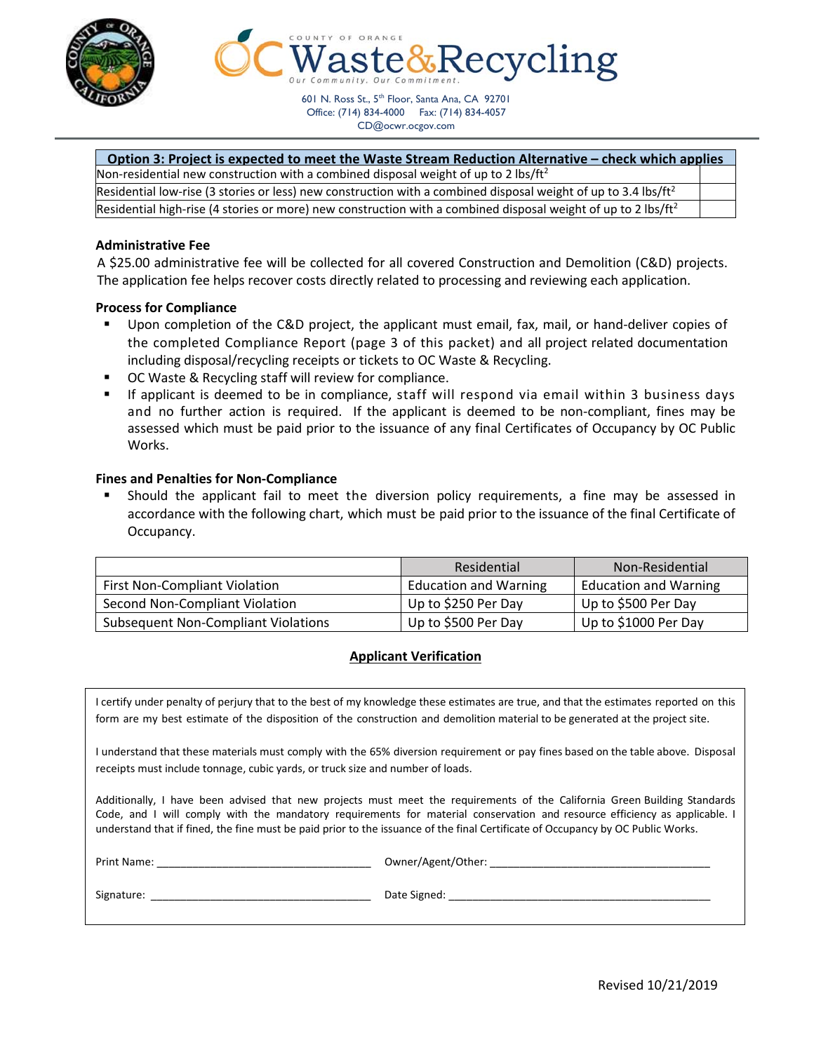| Option 3: Project is expected to meet the Waste Stream Reduction Alternative – check which applies | |
|---|---|
| Non-residential new construction with a combined disposal weight of up to 2 lbs/ft$^2$ | |
| Residential low-rise (3 stories or less) new construction with a combined disposal weight of up to 3.4 lbs/ft$^2$ | |
| Residential high-rise (4 stories or more) new construction with a combined disposal weight of up to 2 lbs/ft$^2$ | |

**Administrative Fee**

A $25.00 administrative fee will be collected for all covered Construction and Demolition (C&D) projects. The application fee helps recover costs directly related to processing and reviewing each application.

**Process for Compliance**

- Upon completion of the C&D project, the applicant must email, fax, mail, or hand-deliver copies of the completed Compliance Report (page 3 of this packet) and all project related documentation including disposal/recycling receipts or tickets to OC Waste & Recycling.
- OC Waste & Recycling staff will review for compliance.
- If applicant is deemed to be in compliance, staff will respond via email within 3 business days and no further action is required. If the applicant is deemed to be non-compliant, fines may be assessed which must be paid prior to the issuance of any final Certificates of Occupancy by OC Public Works.

**Fines and Penalties for Non-Compliance**

- Should the applicant fail to meet the diversion policy requirements, a fine may be assessed in accordance with the following chart, which must be paid prior to the issuance of the final Certificate of Occupancy.

| | Residential | Non-Residential |
|---|---|---|
| First Non-Compliant Violation | Education and Warning | Education and Warning |
| Second Non-Compliant Violation | Up to $250 Per Day | Up to $500 Per Day |
| Subsequent Non-Compliant Violations | Up to $500 Per Day | Up to $1000 Per Day |

## Applicant Verification

I certify under penalty of perjury that to the best of my knowledge these estimates are true, and that the estimates reported on this form are my best estimate of the disposition of the construction and demolition material to be generated at the project site.

I understand that these materials must comply with the 65% diversion requirement or pay fines based on the table above. Disposal receipts must include tonnage, cubic yards, or truck size and number of loads.

Additionally, I have been advised that new projects must meet the requirements of the California Green Building Standards Code, and I will comply with the mandatory requirements for material conservation and resource efficiency as applicable. I understand that if fined, the fine must be paid prior to the issuance of the final Certificate of Occupancy by OC Public Works.

Print Name: ______________________ Owner/Agent/Other: ______________________

Signature: ______________________ Date Signed: ______________________

Revised 10/21/2019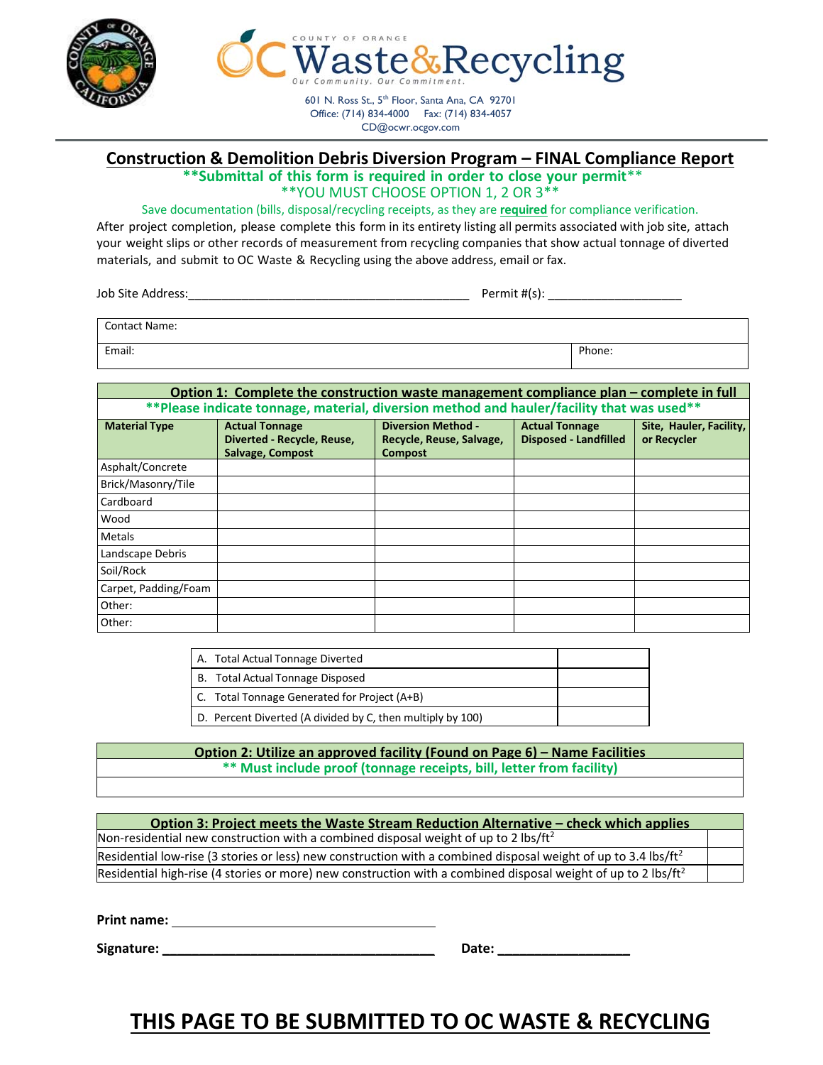COUNTY OF ORANGE

# OC Waste&Recycling

Our Community. Our Commitment.

601 N. Ross St., 5th Floor, Santa Ana, CA 92701
Office: (714) 834-4000 Fax: (714) 834-4057
CD@ocwr.ocgov.com

## Construction & Demolition Debris Diversion Program – FINAL Compliance Report

**\*\*Submittal of this form is required in order to close your permit\*\***

\*\*YOU MUST CHOOSE OPTION 1, 2 OR 3\*\*

Save documentation (bills, disposal/recycling receipts, as they are **required** for compliance verification.

After project completion, please complete this form in its entirety listing all permits associated with job site, attach your weight slips or other records of measurement from recycling companies that show actual tonnage of diverted materials, and submit to OC Waste & Recycling using the above address, email or fax.

Job Site Address:__________________________________________ Permit #(s): ____________________

| Contact Name: | |
|---|---|
| Email: | Phone: |

**Option 1: Complete the construction waste management compliance plan – complete in full**

**\*\*Please indicate tonnage, material, diversion method and hauler/facility that was used\*\***

| Material Type | Actual Tonnage Diverted - Recycle, Reuse, Salvage, Compost | Diversion Method - Recycle, Reuse, Salvage, Compost | Actual Tonnage Disposed - Landfilled | Site, Hauler, Facility, or Recycler |
|---|---|---|---|---|
| Asphalt/Concrete | | | | |
| Brick/Masonry/Tile | | | | |
| Cardboard | | | | |
| Wood | | | | |
| Metals | | | | |
| Landscape Debris | | | | |
| Soil/Rock | | | | |
| Carpet, Padding/Foam | | | | |
| Other: | | | | |
| Other: | | | | |

| | |
|---|---|
| A. Total Actual Tonnage Diverted | |
| B. Total Actual Tonnage Disposed | |
| C. Total Tonnage Generated for Project (A+B) | |
| D. Percent Diverted (A divided by C, then multiply by 100) | |

**Option 2: Utilize an approved facility (Found on Page 6) – Name Facilities**

**\*\* Must include proof (tonnage receipts, bill, letter from facility)**

**Option 3: Project meets the Waste Stream Reduction Alternative – check which applies**

| | |
|---|---|
| Non-residential new construction with a combined disposal weight of up to 2 lbs/ft$^2$ | |
| Residential low-rise (3 stories or less) new construction with a combined disposal weight of up to 3.4 lbs/ft$^2$ | |
| Residential high-rise (4 stories or more) new construction with a combined disposal weight of up to 2 lbs/ft$^2$ | |

**Print name:** ______________________________________

**Signature:** ______________________________________ **Date:** __________________

## THIS PAGE TO BE SUBMITTED TO OC WASTE & RECYCLING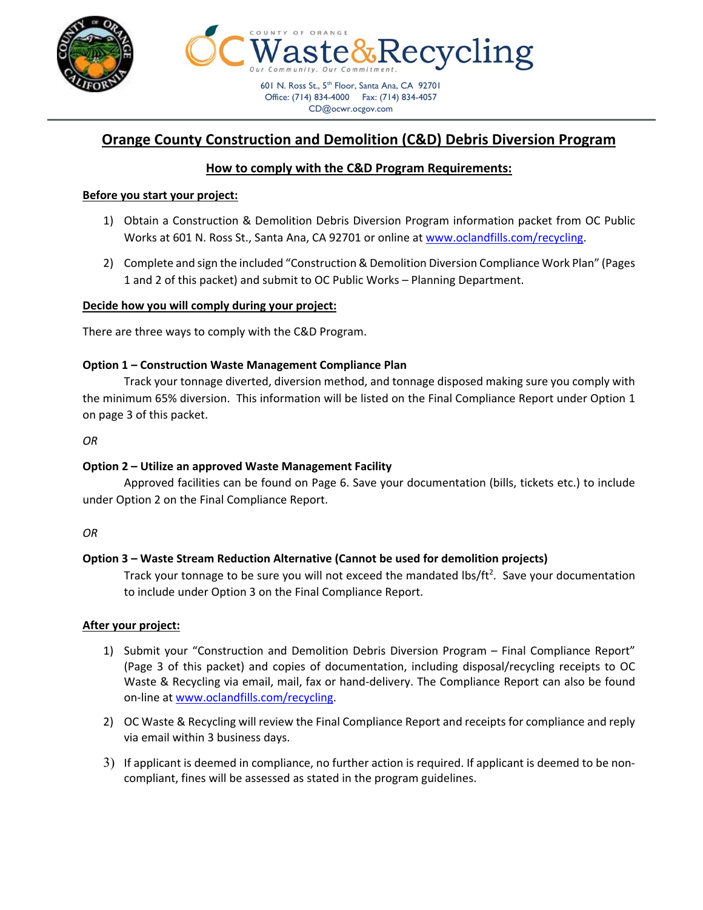COUNTY OF ORANGE

# OC Waste&Recycling

Our Community. Our Commitment.

601 N. Ross St., 5th Floor, Santa Ana, CA 92701
Office: (714) 834-4000 Fax: (714) 834-4057
CD@ocwr.ocgov.com

## Orange County Construction and Demolition (C&D) Debris Diversion Program

### How to comply with the C&D Program Requirements:

**Before you start your project:**

1) Obtain a Construction & Demolition Debris Diversion Program information packet from OC Public Works at 601 N. Ross St., Santa Ana, CA 92701 or online at www.oclandfills.com/recycling.
2) Complete and sign the included "Construction & Demolition Diversion Compliance Work Plan" (Pages 1 and 2 of this packet) and submit to OC Public Works – Planning Department.

**Decide how you will comply during your project:**

There are three ways to comply with the C&D Program.

**Option 1 – Construction Waste Management Compliance Plan**

Track your tonnage diverted, diversion method, and tonnage disposed making sure you comply with the minimum 65% diversion. This information will be listed on the Final Compliance Report under Option 1 on page 3 of this packet.

*OR*

**Option 2 – Utilize an approved Waste Management Facility**

Approved facilities can be found on Page 6. Save your documentation (bills, tickets etc.) to include under Option 2 on the Final Compliance Report.

*OR*

**Option 3 – Waste Stream Reduction Alternative (Cannot be used for demolition projects)**

Track your tonnage to be sure you will not exceed the mandated lbs/ft$^2$. Save your documentation to include under Option 3 on the Final Compliance Report.

**After your project:**

1) Submit your "Construction and Demolition Debris Diversion Program – Final Compliance Report" (Page 3 of this packet) and copies of documentation, including disposal/recycling receipts to OC Waste & Recycling via email, mail, fax or hand-delivery. The Compliance Report can also be found on-line at www.oclandfills.com/recycling.
2) OC Waste & Recycling will review the Final Compliance Report and receipts for compliance and reply via email within 3 business days.
3) If applicant is deemed in compliance, no further action is required. If applicant is deemed to be non-compliant, fines will be assessed as stated in the program guidelines.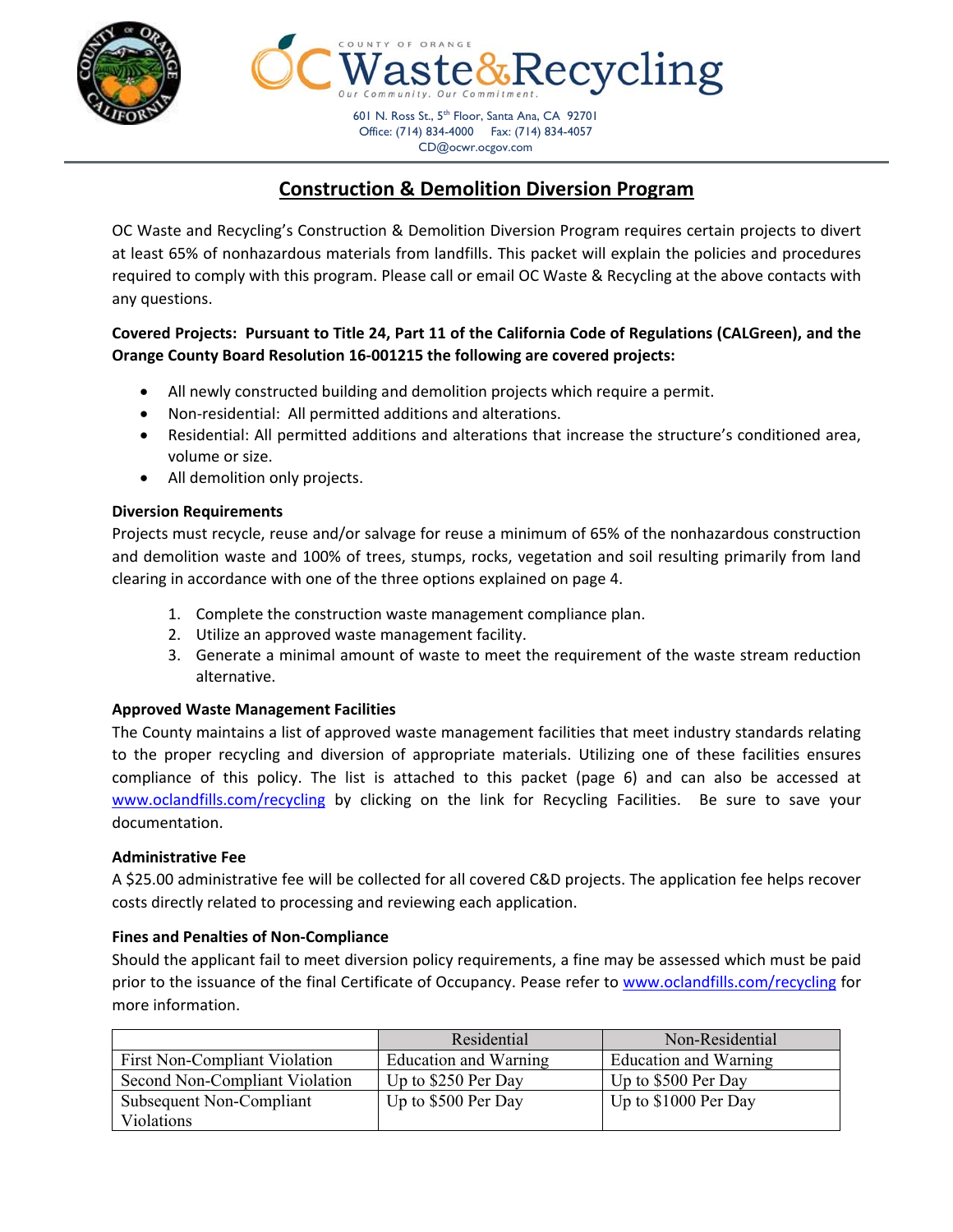COUNTY OF ORANGE

# OC Waste & Recycling

*Our Community. Our Commitment.*

601 N. Ross St., 5th Floor, Santa Ana, CA 92701
Office: (714) 834-4000 Fax: (714) 834-4057
CD@ocwr.ocgov.com

## Construction & Demolition Diversion Program

OC Waste and Recycling's Construction & Demolition Diversion Program requires certain projects to divert at least 65% of nonhazardous materials from landfills. This packet will explain the policies and procedures required to comply with this program. Please call or email OC Waste & Recycling at the above contacts with any questions.

**Covered Projects: Pursuant to Title 24, Part 11 of the California Code of Regulations (CALGreen), and the Orange County Board Resolution 16-001215 the following are covered projects:**

- All newly constructed building and demolition projects which require a permit.
- Non-residential: All permitted additions and alterations.
- Residential: All permitted additions and alterations that increase the structure's conditioned area, volume or size.
- All demolition only projects.

### Diversion Requirements

Projects must recycle, reuse and/or salvage for reuse a minimum of 65% of the nonhazardous construction and demolition waste and 100% of trees, stumps, rocks, vegetation and soil resulting primarily from land clearing in accordance with one of the three options explained on page 4.

1. Complete the construction waste management compliance plan.
2. Utilize an approved waste management facility.
3. Generate a minimal amount of waste to meet the requirement of the waste stream reduction alternative.

### Approved Waste Management Facilities

The County maintains a list of approved waste management facilities that meet industry standards relating to the proper recycling and diversion of appropriate materials. Utilizing one of these facilities ensures compliance of this policy. The list is attached to this packet (page 6) and can also be accessed at www.oclandfills.com/recycling by clicking on the link for Recycling Facilities. Be sure to save your documentation.

### Administrative Fee

A $25.00 administrative fee will be collected for all covered C&D projects. The application fee helps recover costs directly related to processing and reviewing each application.

### Fines and Penalties of Non-Compliance

Should the applicant fail to meet diversion policy requirements, a fine may be assessed which must be paid prior to the issuance of the final Certificate of Occupancy. Pease refer to www.oclandfills.com/recycling for more information.

| | Residential | Non-Residential |
|---|---|---|
| First Non-Compliant Violation | Education and Warning | Education and Warning |
| Second Non-Compliant Violation | Up to $250 Per Day | Up to $500 Per Day |
| Subsequent Non-Compliant Violations | Up to $500 Per Day | Up to $1000 Per Day |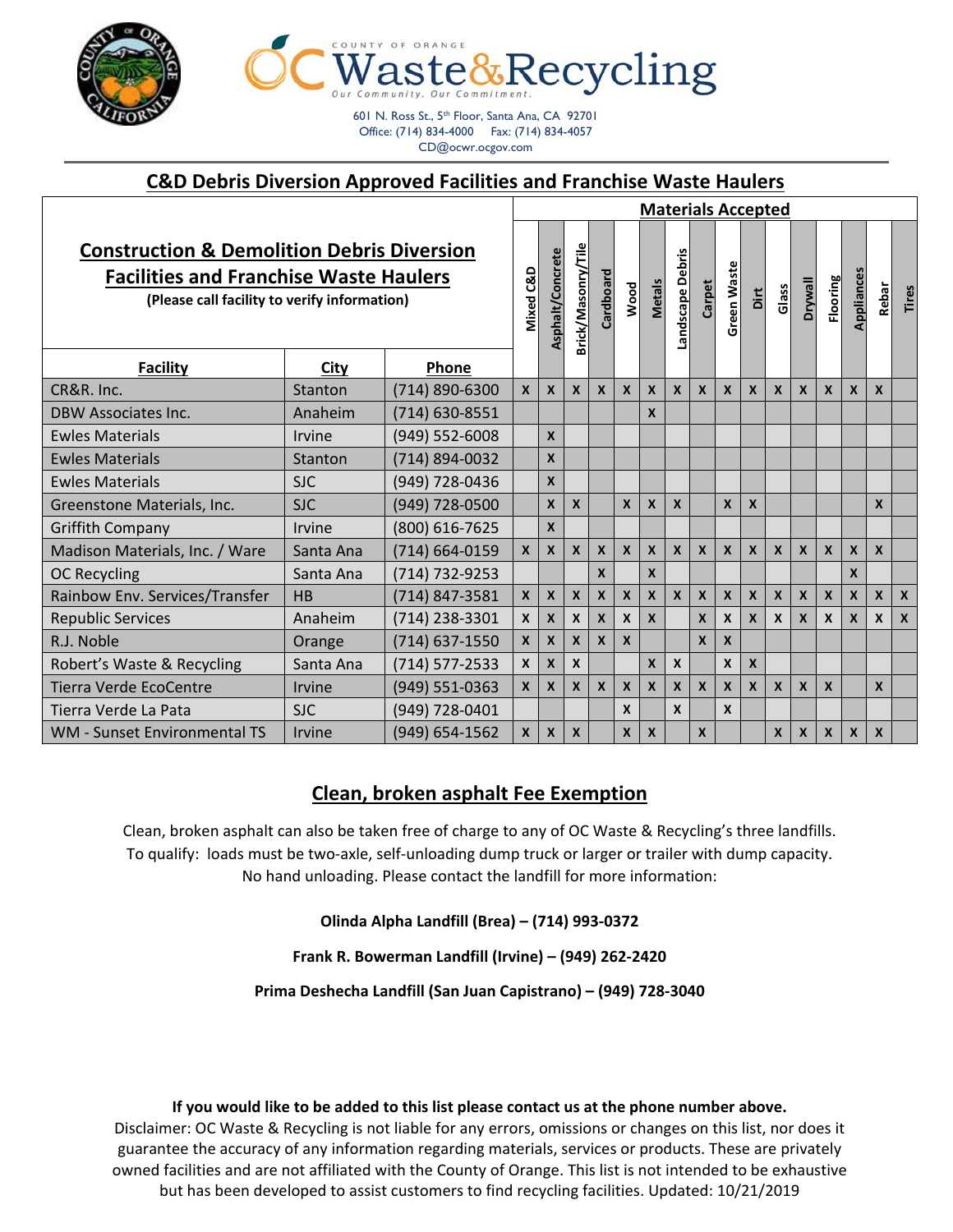601 N. Ross St., 5th Floor, Santa Ana, CA 92701
Office: (714) 834-4000 Fax: (714) 834-4057
CD@ocwr.ocgov.com

## C&D Debris Diversion Approved Facilities and Franchise Waste Haulers

| **Construction & Demolition Debris Diversion Facilities and Franchise Waste Haulers** (Please call facility to verify information) | | | **Materials Accepted** | | | | | | | | | | | | | | | |
|---|---|---|---|---|---|---|---|---|---|---|---|---|---|---|---|---|---|---|
| **Facility** | **City** | **Phone** | **Mixed C&D** | **Asphalt/Concrete** | **Brick/Masonry/Tile** | **Cardboard** | **Wood** | **Metals** | **Landscape Debris** | **Carpet** | **Green Waste** | **Dirt** | **Glass** | **Drywall** | **Flooring** | **Appliances** | **Rebar** | **Tires** |
| CR&R. Inc. | Stanton | (714) 890-6300 | x | x | x | x | x | x | x | x | x | x | x | x | x | x | x | |
| DBW Associates Inc. | Anaheim | (714) 630-8551 | | | | | | x | | | | | | | | | | |
| Ewles Materials | Irvine | (949) 552-6008 | | x | | | | | | | | | | | | | | |
| Ewles Materials | Stanton | (714) 894-0032 | | x | | | | | | | | | | | | | | |
| Ewles Materials | SJC | (949) 728-0436 | | x | | | | | | | | | | | | | | |
| Greenstone Materials, Inc. | SJC | (949) 728-0500 | | x | x | | x | x | x | | x | x | | | | | x | |
| Griffith Company | Irvine | (800) 616-7625 | | x | | | | | | | | | | | | | | |
| Madison Materials, Inc. / Ware | Santa Ana | (714) 664-0159 | x | x | x | x | x | x | x | x | x | x | x | x | x | x | x | |
| OC Recycling | Santa Ana | (714) 732-9253 | | | | x | | x | | | | | | | | x | | |
| Rainbow Env. Services/Transfer | HB | (714) 847-3581 | x | x | x | x | x | x | x | x | x | x | x | x | x | x | x | x |
| Republic Services | Anaheim | (714) 238-3301 | x | x | x | x | x | x | | x | x | x | x | x | x | x | x | x |
| R.J. Noble | Orange | (714) 637-1550 | x | x | x | x | x | | | x | x | | | | | | | |
| Robert's Waste & Recycling | Santa Ana | (714) 577-2533 | x | x | x | | | x | x | | x | x | | | | | | |
| Tierra Verde EcoCentre | Irvine | (949) 551-0363 | x | x | x | x | x | x | x | x | x | x | x | x | x | | x | |
| Tierra Verde La Pata | SJC | (949) 728-0401 | | | | | x | | x | | x | | | | | | | |
| WM - Sunset Environmental TS | Irvine | (949) 654-1562 | x | x | x | | x | x | | x | | | x | x | x | x | x | |

## Clean, broken asphalt Fee Exemption

Clean, broken asphalt can also be taken free of charge to any of OC Waste & Recycling's three landfills. To qualify: loads must be two-axle, self-unloading dump truck or larger or trailer with dump capacity. No hand unloading. Please contact the landfill for more information:

**Olinda Alpha Landfill (Brea) – (714) 993-0372**

**Frank R. Bowerman Landfill (Irvine) – (949) 262-2420**

**Prima Deshecha Landfill (San Juan Capistrano) – (949) 728-3040**

**If you would like to be added to this list please contact us at the phone number above.**

Disclaimer: OC Waste & Recycling is not liable for any errors, omissions or changes on this list, nor does it guarantee the accuracy of any information regarding materials, services or products. These are privately owned facilities and are not affiliated with the County of Orange. This list is not intended to be exhaustive but has been developed to assist customers to find recycling facilities. Updated: 10/21/2019